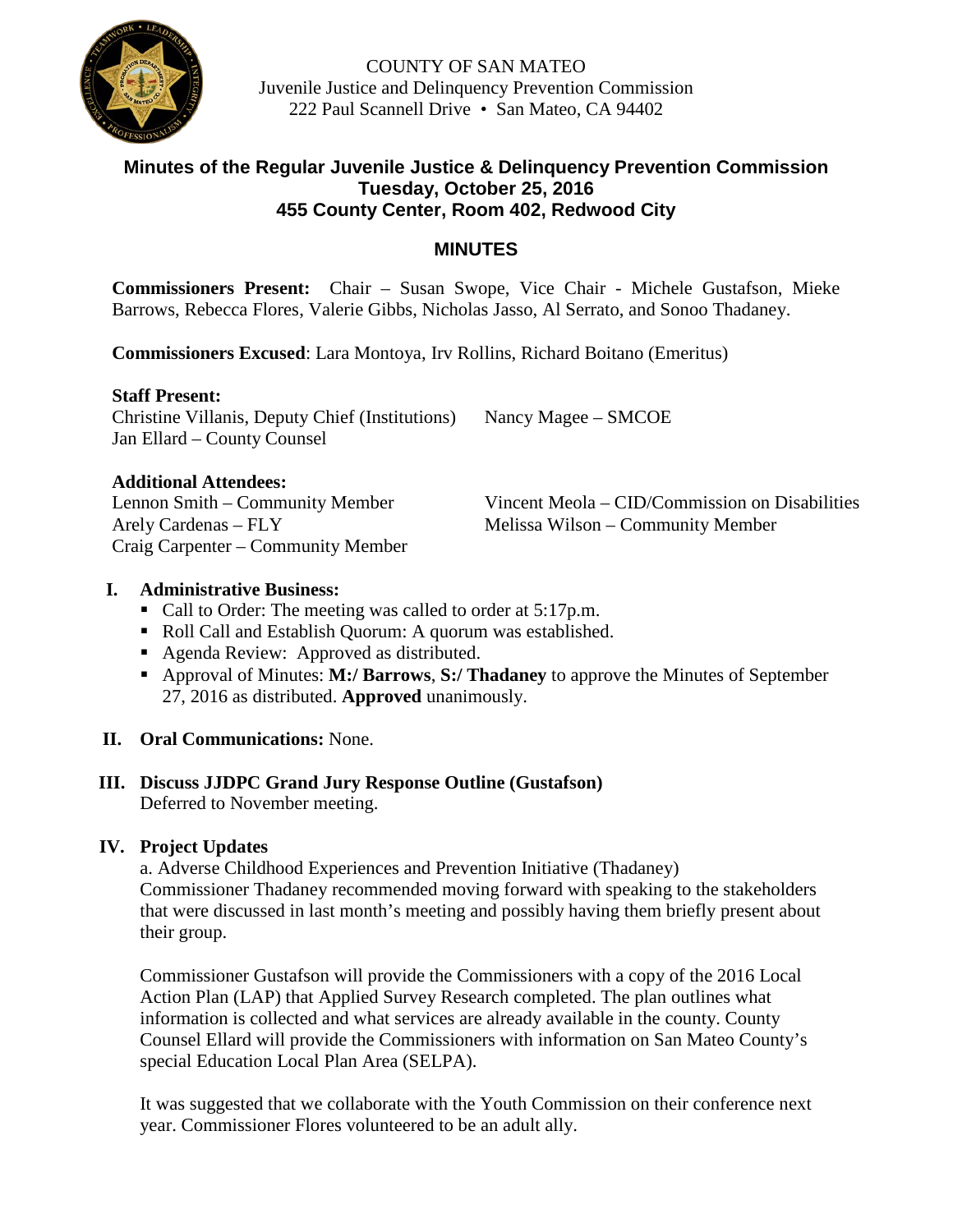COUNTY OF SAN MATEO
Juvenile Justice and Delinquency Prevention Commission
222 Paul Scannell Drive • San Mateo, CA 94402

## Minutes of the Regular Juvenile Justice & Delinquency Prevention Commission
## Tuesday, October 25, 2016
## 455 County Center, Room 402, Redwood City

## MINUTES

**Commissioners Present:** Chair – Susan Swope, Vice Chair - Michele Gustafson, Mieke Barrows, Rebecca Flores, Valerie Gibbs, Nicholas Jasso, Al Serrato, and Sonoo Thadaney.

**Commissioners Excused**: Lara Montoya, Irv Rollins, Richard Boitano (Emeritus)

**Staff Present:**
Christine Villanis, Deputy Chief (Institutions)
Nancy Magee – SMCOE
Jan Ellard – County Counsel

**Additional Attendees:**
Lennon Smith – Community Member
Vincent Meola – CID/Commission on Disabilities
Arely Cardenas – FLY
Melissa Wilson – Community Member
Craig Carpenter – Community Member

**I. Administrative Business:**

- Call to Order: The meeting was called to order at 5:17p.m.
- Roll Call and Establish Quorum: A quorum was established.
- Agenda Review: Approved as distributed.
- Approval of Minutes: **M:/ Barrows**, **S:/ Thadaney** to approve the Minutes of September 27, 2016 as distributed. **Approved** unanimously.

**II. Oral Communications:** None.

**III. Discuss JJDPC Grand Jury Response Outline (Gustafson)**
Deferred to November meeting.

**IV. Project Updates**

a. Adverse Childhood Experiences and Prevention Initiative (Thadaney)
Commissioner Thadaney recommended moving forward with speaking to the stakeholders that were discussed in last month's meeting and possibly having them briefly present about their group.

Commissioner Gustafson will provide the Commissioners with a copy of the 2016 Local Action Plan (LAP) that Applied Survey Research completed. The plan outlines what information is collected and what services are already available in the county. County Counsel Ellard will provide the Commissioners with information on San Mateo County's special Education Local Plan Area (SELPA).

It was suggested that we collaborate with the Youth Commission on their conference next year. Commissioner Flores volunteered to be an adult ally.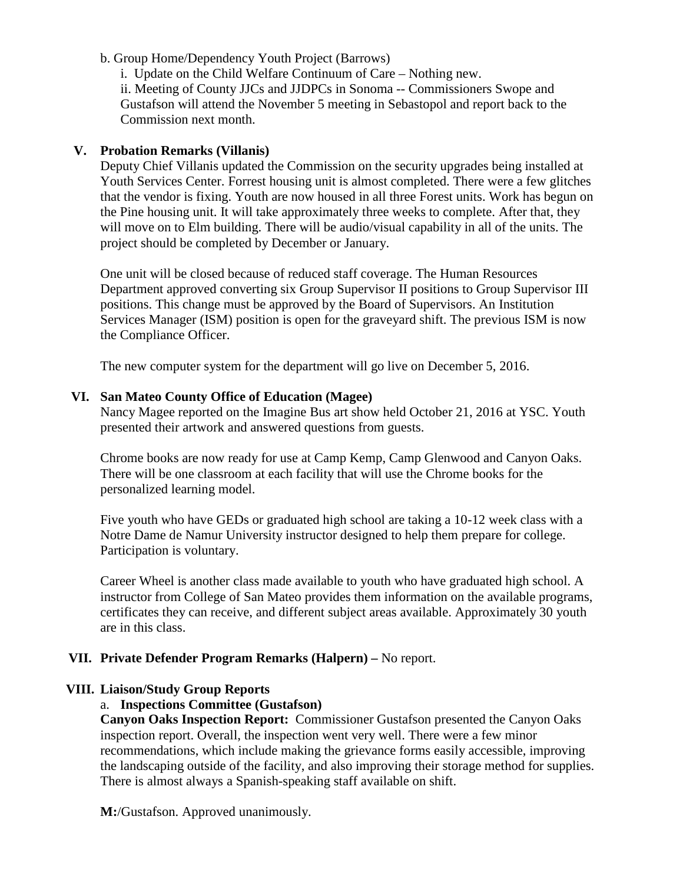b. Group Home/Dependency Youth Project (Barrows)

i. Update on the Child Welfare Continuum of Care – Nothing new.

ii. Meeting of County JJCs and JJDPCs in Sonoma -- Commissioners Swope and Gustafson will attend the November 5 meeting in Sebastopol and report back to the Commission next month.

## V. Probation Remarks (Villanis)

Deputy Chief Villanis updated the Commission on the security upgrades being installed at Youth Services Center. Forrest housing unit is almost completed. There were a few glitches that the vendor is fixing. Youth are now housed in all three Forest units. Work has begun on the Pine housing unit. It will take approximately three weeks to complete. After that, they will move on to Elm building. There will be audio/visual capability in all of the units. The project should be completed by December or January.

One unit will be closed because of reduced staff coverage. The Human Resources Department approved converting six Group Supervisor II positions to Group Supervisor III positions. This change must be approved by the Board of Supervisors. An Institution Services Manager (ISM) position is open for the graveyard shift. The previous ISM is now the Compliance Officer.

The new computer system for the department will go live on December 5, 2016.

## VI. San Mateo County Office of Education (Magee)

Nancy Magee reported on the Imagine Bus art show held October 21, 2016 at YSC. Youth presented their artwork and answered questions from guests.

Chrome books are now ready for use at Camp Kemp, Camp Glenwood and Canyon Oaks. There will be one classroom at each facility that will use the Chrome books for the personalized learning model.

Five youth who have GEDs or graduated high school are taking a 10-12 week class with a Notre Dame de Namur University instructor designed to help them prepare for college. Participation is voluntary.

Career Wheel is another class made available to youth who have graduated high school. A instructor from College of San Mateo provides them information on the available programs, certificates they can receive, and different subject areas available. Approximately 30 youth are in this class.

## VII. Private Defender Program Remarks (Halpern) – No report.

## VIII. Liaison/Study Group Reports

a. **Inspections Committee (Gustafson)**

**Canyon Oaks Inspection Report:** Commissioner Gustafson presented the Canyon Oaks inspection report. Overall, the inspection went very well. There were a few minor recommendations, which include making the grievance forms easily accessible, improving the landscaping outside of the facility, and also improving their storage method for supplies. There is almost always a Spanish-speaking staff available on shift.

**M:**/Gustafson. Approved unanimously.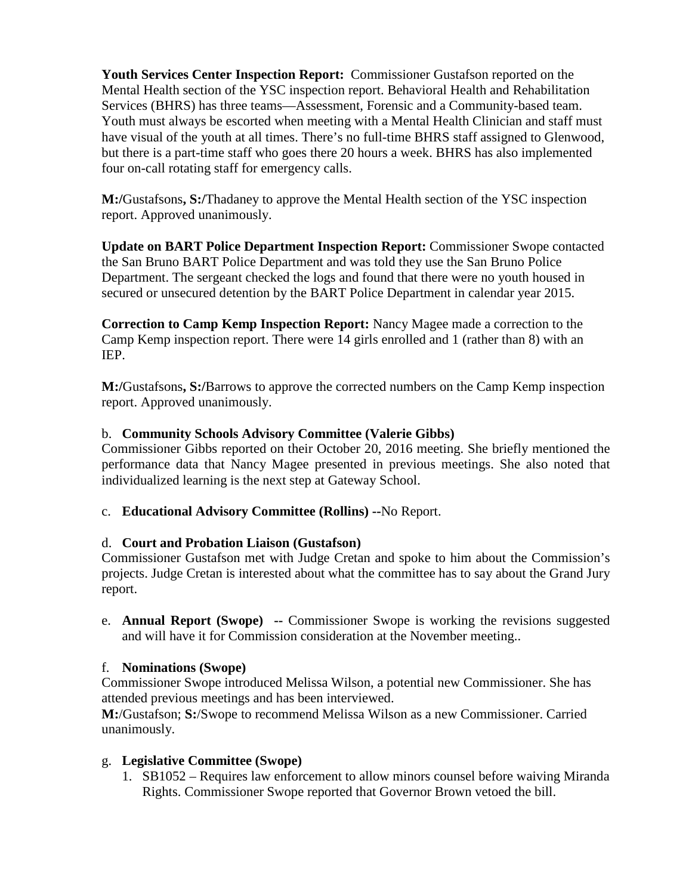**Youth Services Center Inspection Report:** Commissioner Gustafson reported on the Mental Health section of the YSC inspection report. Behavioral Health and Rehabilitation Services (BHRS) has three teams—Assessment, Forensic and a Community-based team. Youth must always be escorted when meeting with a Mental Health Clinician and staff must have visual of the youth at all times. There's no full-time BHRS staff assigned to Glenwood, but there is a part-time staff who goes there 20 hours a week. BHRS has also implemented four on-call rotating staff for emergency calls.

**M:/**Gustafsons**, S:/**Thadaney to approve the Mental Health section of the YSC inspection report. Approved unanimously.

**Update on BART Police Department Inspection Report:** Commissioner Swope contacted the San Bruno BART Police Department and was told they use the San Bruno Police Department. The sergeant checked the logs and found that there were no youth housed in secured or unsecured detention by the BART Police Department in calendar year 2015.

**Correction to Camp Kemp Inspection Report:** Nancy Magee made a correction to the Camp Kemp inspection report. There were 14 girls enrolled and 1 (rather than 8) with an IEP.

**M:/**Gustafsons**, S:/**Barrows to approve the corrected numbers on the Camp Kemp inspection report. Approved unanimously.

b. **Community Schools Advisory Committee (Valerie Gibbs)**
Commissioner Gibbs reported on their October 20, 2016 meeting. She briefly mentioned the performance data that Nancy Magee presented in previous meetings. She also noted that individualized learning is the next step at Gateway School.

c. **Educational Advisory Committee (Rollins) --**No Report.

d. **Court and Probation Liaison (Gustafson)**
Commissioner Gustafson met with Judge Cretan and spoke to him about the Commission's projects. Judge Cretan is interested about what the committee has to say about the Grand Jury report.

e. **Annual Report (Swope) --** Commissioner Swope is working the revisions suggested and will have it for Commission consideration at the November meeting..

f. **Nominations (Swope)**
Commissioner Swope introduced Melissa Wilson, a potential new Commissioner. She has attended previous meetings and has been interviewed.
**M:**/Gustafson; **S:**/Swope to recommend Melissa Wilson as a new Commissioner. Carried unanimously.

g. **Legislative Committee (Swope)**

1. SB1052 – Requires law enforcement to allow minors counsel before waiving Miranda Rights. Commissioner Swope reported that Governor Brown vetoed the bill.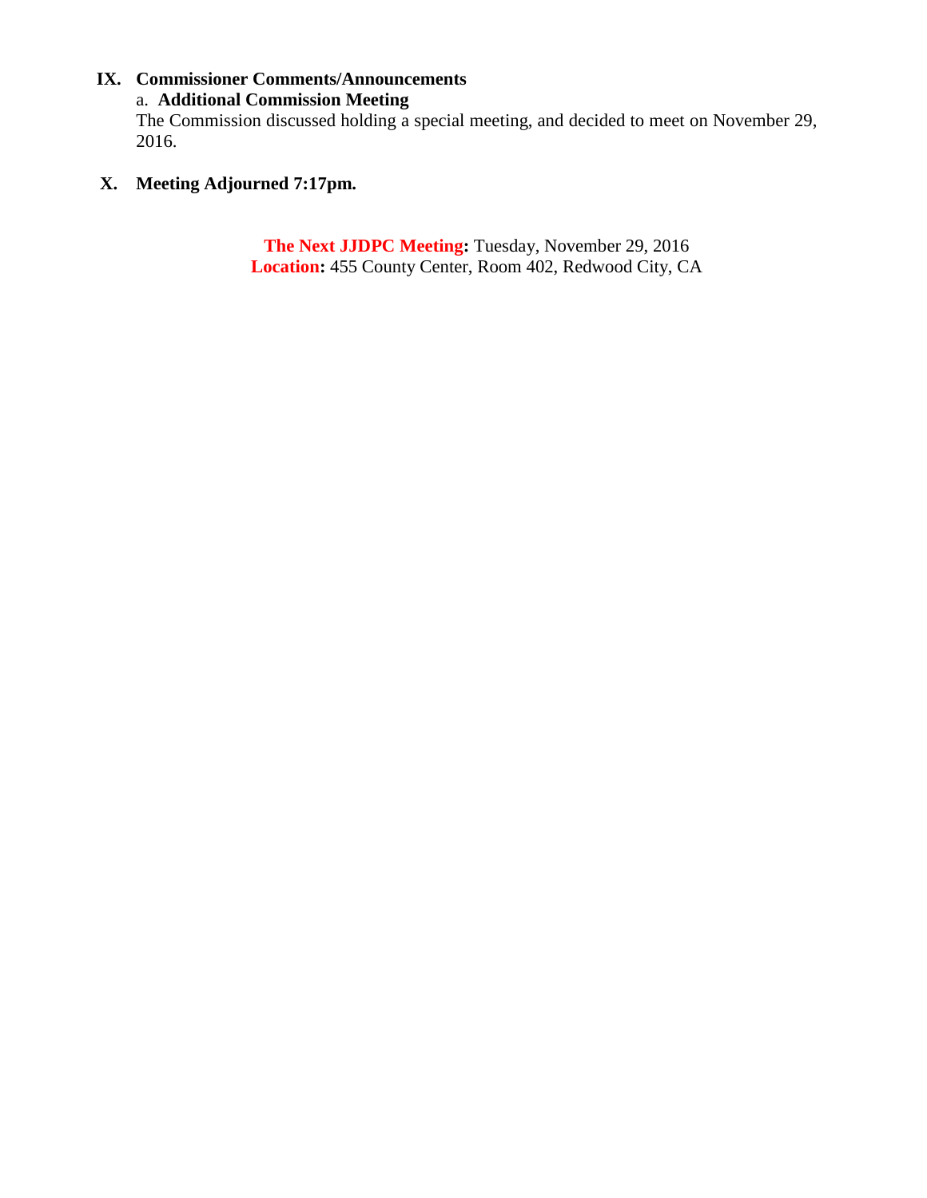**IX. Commissioner Comments/Announcements**

a. **Additional Commission Meeting**

The Commission discussed holding a special meeting, and decided to meet on November 29, 2016.

**X. Meeting Adjourned 7:17pm.**

**The Next JJDPC Meeting:** Tuesday, November 29, 2016
**Location:** 455 County Center, Room 402, Redwood City, CA